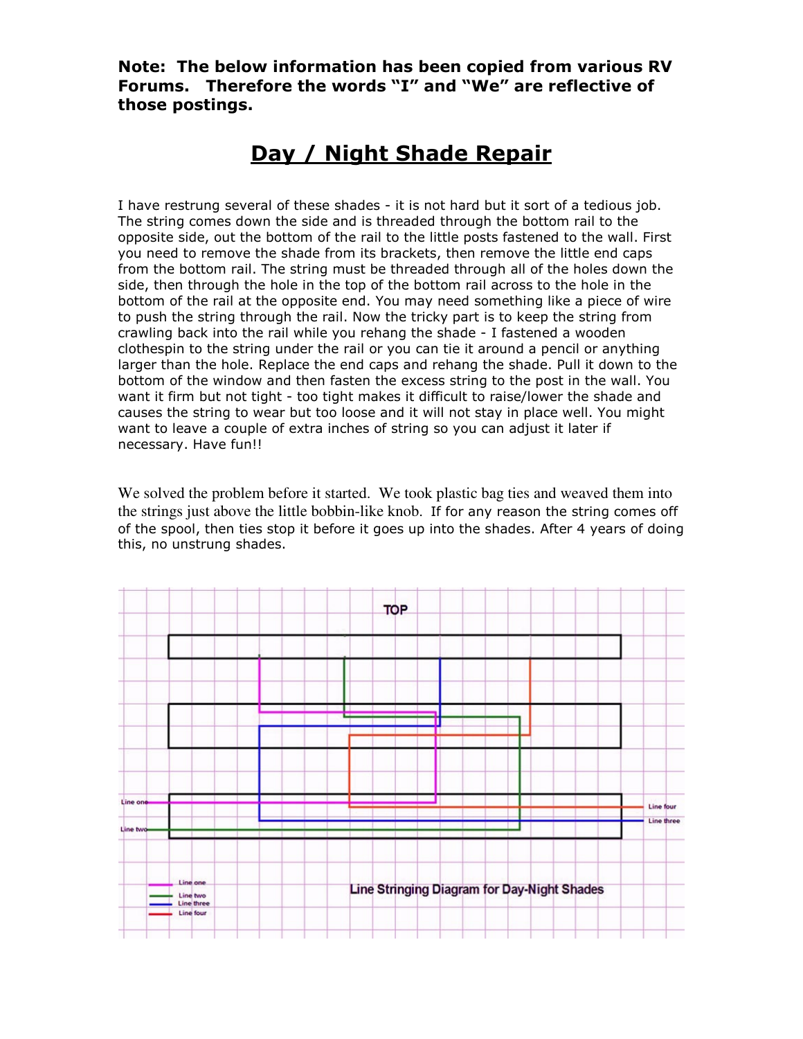**Note: The below information has been copied from various RV Forums. Therefore the words "I" and "We" are reflective of those postings.**

# Day / Night Shade Repair

I have restrung several of these shades - it is not hard but it sort of a tedious job. The string comes down the side and is threaded through the bottom rail to the opposite side, out the bottom of the rail to the little posts fastened to the wall. First you need to remove the shade from its brackets, then remove the little end caps from the bottom rail. The string must be threaded through all of the holes down the side, then through the hole in the top of the bottom rail across to the hole in the bottom of the rail at the opposite end. You may need something like a piece of wire to push the string through the rail. Now the tricky part is to keep the string from crawling back into the rail while you rehang the shade - I fastened a wooden clothespin to the string under the rail or you can tie it around a pencil or anything larger than the hole. Replace the end caps and rehang the shade. Pull it down to the bottom of the window and then fasten the excess string to the post in the wall. You want it firm but not tight - too tight makes it difficult to raise/lower the shade and causes the string to wear but too loose and it will not stay in place well. You might want to leave a couple of extra inches of string so you can adjust it later if necessary. Have fun!!

We solved the problem before it started. We took plastic bag ties and weaved them into the strings just above the little bobbin-like knob. If for any reason the string comes off of the spool, then ties stop it before it goes up into the shades. After 4 years of doing this, no unstrung shades.

TOP

Line one

Line two

Line four

Line three

Line one
Line two
Line three
Line four

Line Stringing Diagram for Day-Night Shades